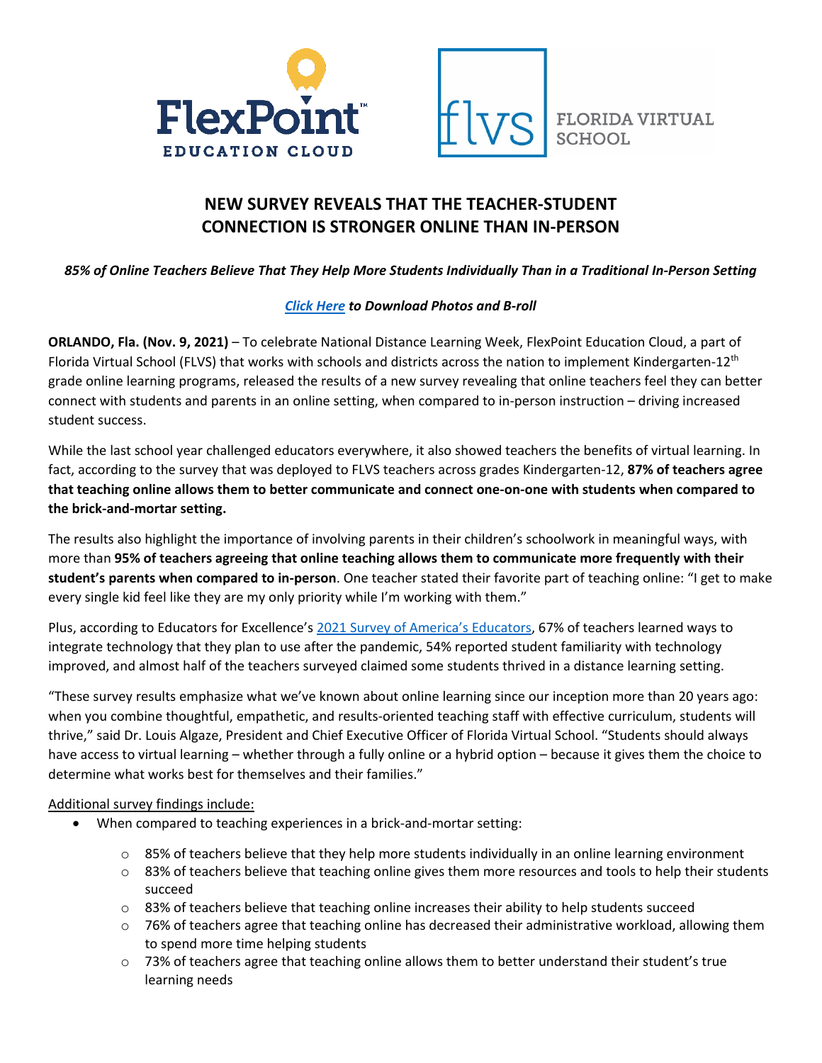FlexPoint™ EDUCATION CLOUD

flvs FLORIDA VIRTUAL SCHOOL

# NEW SURVEY REVEALS THAT THE TEACHER-STUDENT CONNECTION IS STRONGER ONLINE THAN IN-PERSON

***85% of Online Teachers Believe That They Help More Students Individually Than in a Traditional In-Person Setting***

***Click Here to Download Photos and B-roll***

**ORLANDO, Fla. (Nov. 9, 2021)** – To celebrate National Distance Learning Week, FlexPoint Education Cloud, a part of Florida Virtual School (FLVS) that works with schools and districts across the nation to implement Kindergarten-12th grade online learning programs, released the results of a new survey revealing that online teachers feel they can better connect with students and parents in an online setting, when compared to in-person instruction – driving increased student success.

While the last school year challenged educators everywhere, it also showed teachers the benefits of virtual learning. In fact, according to the survey that was deployed to FLVS teachers across grades Kindergarten-12, **87% of teachers agree that teaching online allows them to better communicate and connect one-on-one with students when compared to the brick-and-mortar setting.**

The results also highlight the importance of involving parents in their children's schoolwork in meaningful ways, with more than **95% of teachers agreeing that online teaching allows them to communicate more frequently with their student's parents when compared to in-person**. One teacher stated their favorite part of teaching online: "I get to make every single kid feel like they are my only priority while I'm working with them."

Plus, according to Educators for Excellence's 2021 Survey of America's Educators, 67% of teachers learned ways to integrate technology that they plan to use after the pandemic, 54% reported student familiarity with technology improved, and almost half of the teachers surveyed claimed some students thrived in a distance learning setting.

"These survey results emphasize what we've known about online learning since our inception more than 20 years ago: when you combine thoughtful, empathetic, and results-oriented teaching staff with effective curriculum, students will thrive," said Dr. Louis Algaze, President and Chief Executive Officer of Florida Virtual School. "Students should always have access to virtual learning – whether through a fully online or a hybrid option – because it gives them the choice to determine what works best for themselves and their families."

Additional survey findings include:

- When compared to teaching experiences in a brick-and-mortar setting:
  - 85% of teachers believe that they help more students individually in an online learning environment
  - 83% of teachers believe that teaching online gives them more resources and tools to help their students succeed
  - 83% of teachers believe that teaching online increases their ability to help students succeed
  - 76% of teachers agree that teaching online has decreased their administrative workload, allowing them to spend more time helping students
  - 73% of teachers agree that teaching online allows them to better understand their student's true learning needs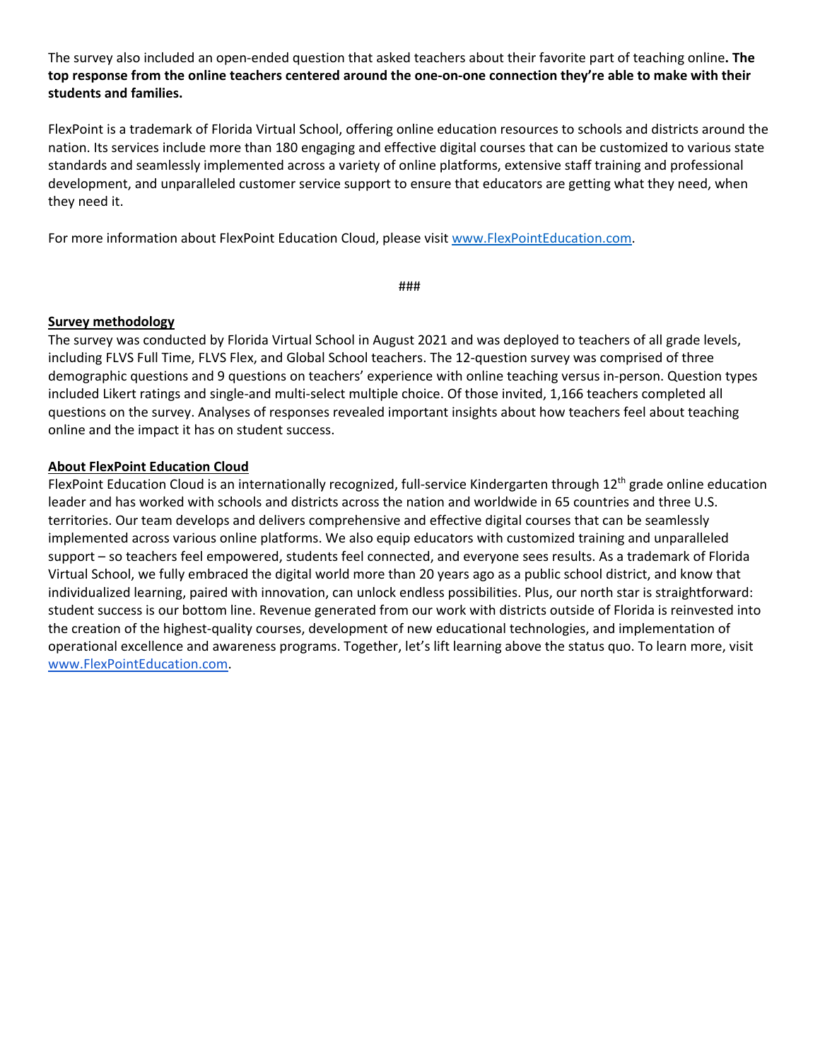The survey also included an open-ended question that asked teachers about their favorite part of teaching online**. The top response from the online teachers centered around the one-on-one connection they're able to make with their students and families.**

FlexPoint is a trademark of Florida Virtual School, offering online education resources to schools and districts around the nation. Its services include more than 180 engaging and effective digital courses that can be customized to various state standards and seamlessly implemented across a variety of online platforms, extensive staff training and professional development, and unparalleled customer service support to ensure that educators are getting what they need, when they need it.

For more information about FlexPoint Education Cloud, please visit [www.FlexPointEducation.com](http://www.FlexPointEducation.com).

###

**Survey methodology**

The survey was conducted by Florida Virtual School in August 2021 and was deployed to teachers of all grade levels, including FLVS Full Time, FLVS Flex, and Global School teachers. The 12-question survey was comprised of three demographic questions and 9 questions on teachers' experience with online teaching versus in-person. Question types included Likert ratings and single-and multi-select multiple choice. Of those invited, 1,166 teachers completed all questions on the survey. Analyses of responses revealed important insights about how teachers feel about teaching online and the impact it has on student success.

**About FlexPoint Education Cloud**

FlexPoint Education Cloud is an internationally recognized, full-service Kindergarten through 12th grade online education leader and has worked with schools and districts across the nation and worldwide in 65 countries and three U.S. territories. Our team develops and delivers comprehensive and effective digital courses that can be seamlessly implemented across various online platforms. We also equip educators with customized training and unparalleled support – so teachers feel empowered, students feel connected, and everyone sees results. As a trademark of Florida Virtual School, we fully embraced the digital world more than 20 years ago as a public school district, and know that individualized learning, paired with innovation, can unlock endless possibilities. Plus, our north star is straightforward: student success is our bottom line. Revenue generated from our work with districts outside of Florida is reinvested into the creation of the highest-quality courses, development of new educational technologies, and implementation of operational excellence and awareness programs. Together, let's lift learning above the status quo. To learn more, visit [www.FlexPointEducation.com](http://www.FlexPointEducation.com).